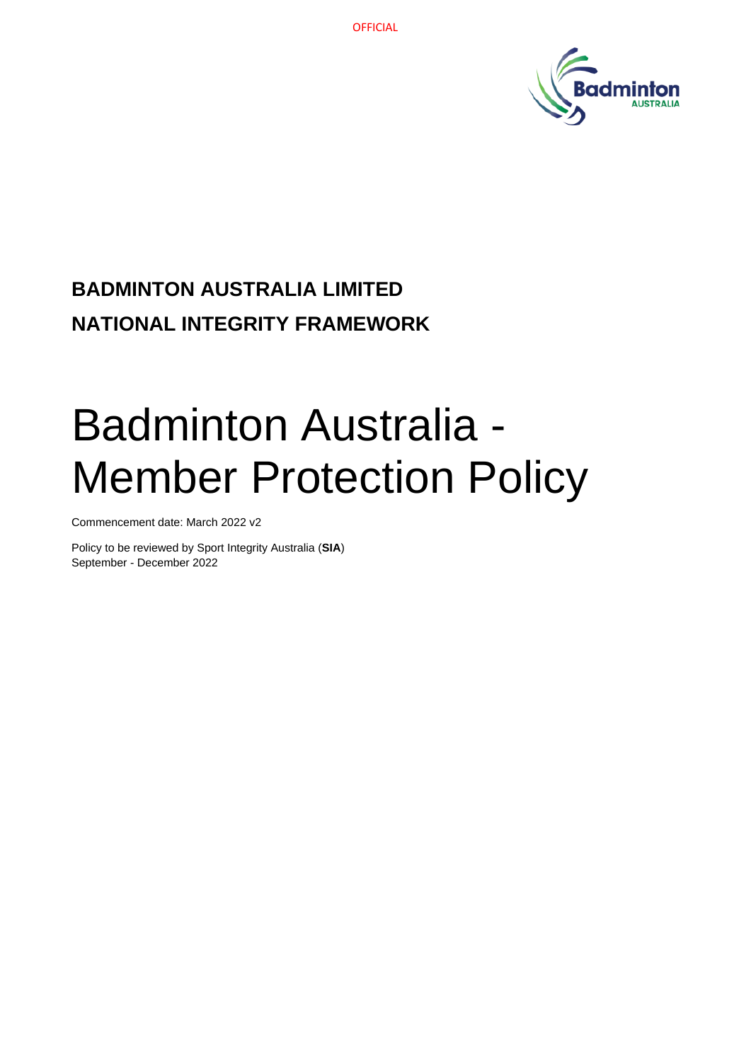OFFICIAL

**BADMINTON AUSTRALIA LIMITED**

**NATIONAL INTEGRITY FRAMEWORK**

# Badminton Australia - Member Protection Policy

Commencement date: March 2022 v2

Policy to be reviewed by Sport Integrity Australia (**SIA**)
September - December 2022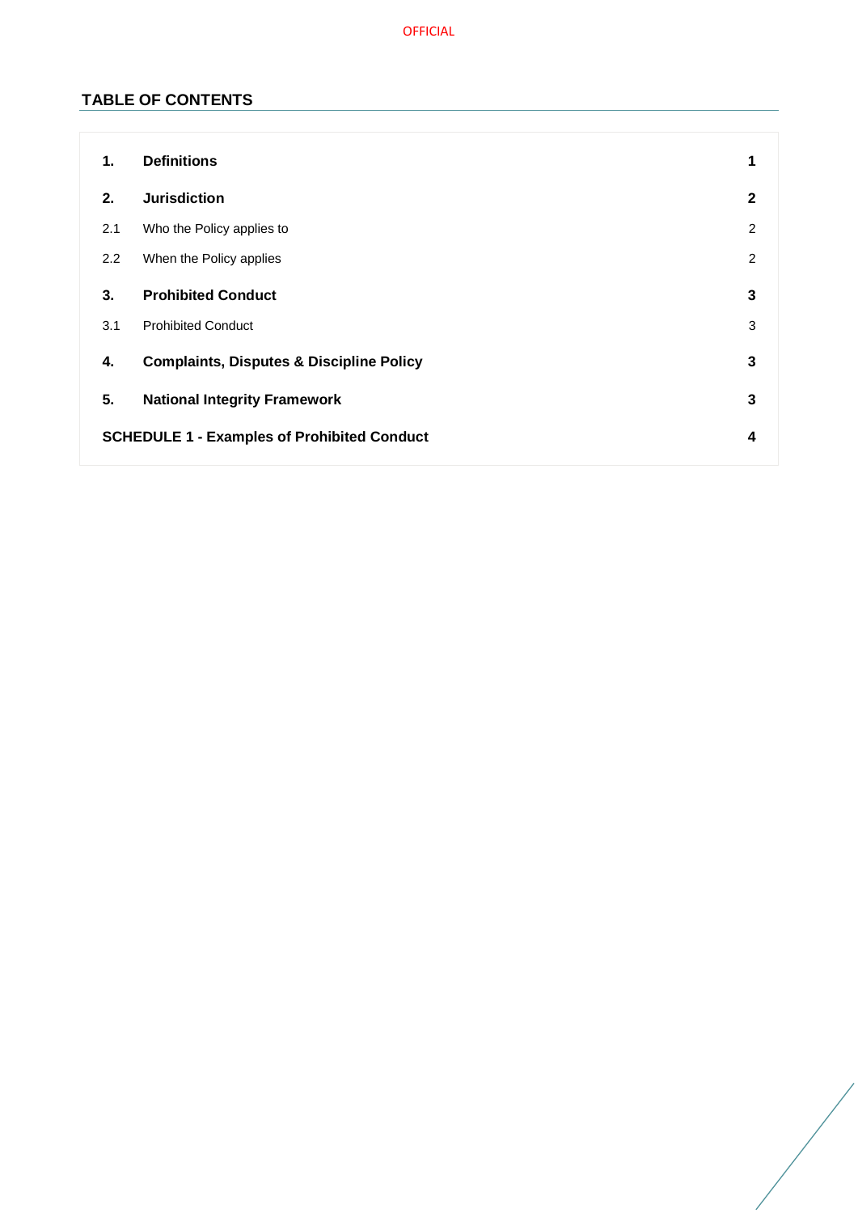## TABLE OF CONTENTS

| | | |
|---|---|---|
| **1.** | **Definitions** | **1** |
| **2.** | **Jurisdiction** | **2** |
| 2.1 | Who the Policy applies to | 2 |
| 2.2 | When the Policy applies | 2 |
| **3.** | **Prohibited Conduct** | **3** |
| 3.1 | Prohibited Conduct | 3 |
| **4.** | **Complaints, Disputes & Discipline Policy** | **3** |
| **5.** | **National Integrity Framework** | **3** |
| **SCHEDULE 1 - Examples of Prohibited Conduct** | | **4** |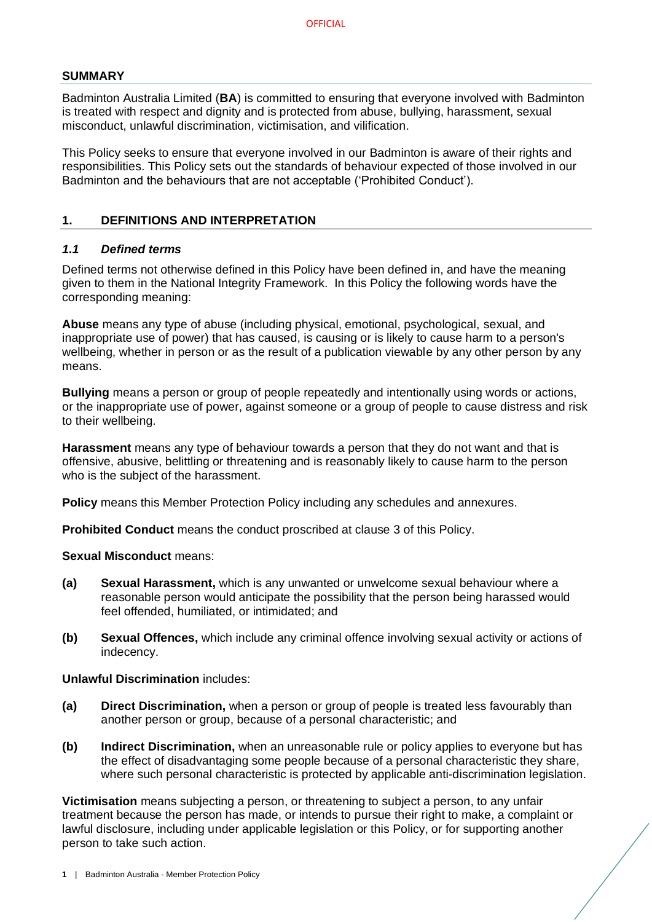## SUMMARY

Badminton Australia Limited (**BA**) is committed to ensuring that everyone involved with Badminton is treated with respect and dignity and is protected from abuse, bullying, harassment, sexual misconduct, unlawful discrimination, victimisation, and vilification.

This Policy seeks to ensure that everyone involved in our Badminton is aware of their rights and responsibilities. This Policy sets out the standards of behaviour expected of those involved in our Badminton and the behaviours that are not acceptable ('Prohibited Conduct').

## 1. DEFINITIONS AND INTERPRETATION

### *1.1 Defined terms*

Defined terms not otherwise defined in this Policy have been defined in, and have the meaning given to them in the National Integrity Framework. In this Policy the following words have the corresponding meaning:

**Abuse** means any type of abuse (including physical, emotional, psychological, sexual, and inappropriate use of power) that has caused, is causing or is likely to cause harm to a person's wellbeing, whether in person or as the result of a publication viewable by any other person by any means.

**Bullying** means a person or group of people repeatedly and intentionally using words or actions, or the inappropriate use of power, against someone or a group of people to cause distress and risk to their wellbeing.

**Harassment** means any type of behaviour towards a person that they do not want and that is offensive, abusive, belittling or threatening and is reasonably likely to cause harm to the person who is the subject of the harassment.

**Policy** means this Member Protection Policy including any schedules and annexures.

**Prohibited Conduct** means the conduct proscribed at clause 3 of this Policy.

**Sexual Misconduct** means:

**(a)** **Sexual Harassment,** which is any unwanted or unwelcome sexual behaviour where a reasonable person would anticipate the possibility that the person being harassed would feel offended, humiliated, or intimidated; and

**(b)** **Sexual Offences,** which include any criminal offence involving sexual activity or actions of indecency.

**Unlawful Discrimination** includes:

**(a)** **Direct Discrimination,** when a person or group of people is treated less favourably than another person or group, because of a personal characteristic; and

**(b)** **Indirect Discrimination,** when an unreasonable rule or policy applies to everyone but has the effect of disadvantaging some people because of a personal characteristic they share, where such personal characteristic is protected by applicable anti-discrimination legislation.

**Victimisation** means subjecting a person, or threatening to subject a person, to any unfair treatment because the person has made, or intends to pursue their right to make, a complaint or lawful disclosure, including under applicable legislation or this Policy, or for supporting another person to take such action.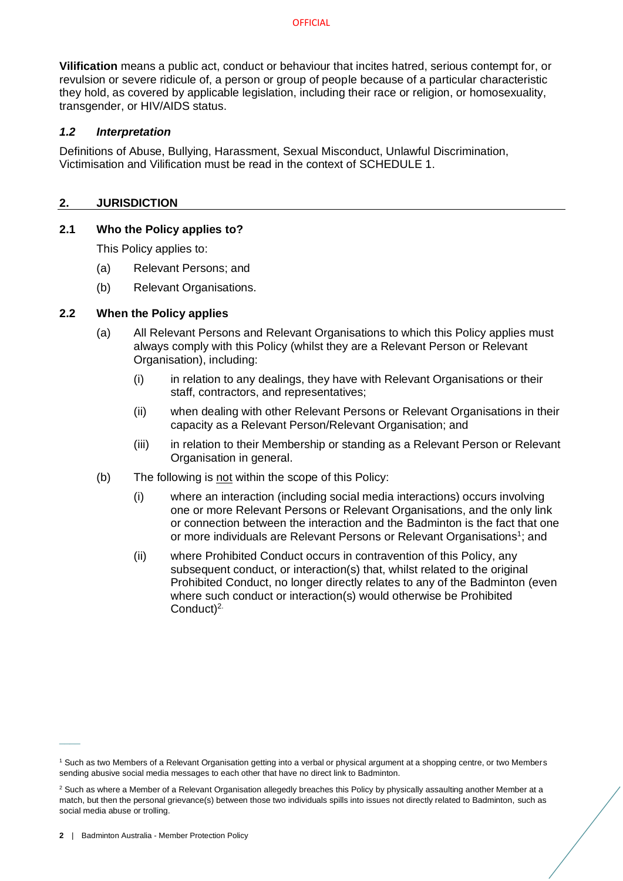**Vilification** means a public act, conduct or behaviour that incites hatred, serious contempt for, or revulsion or severe ridicule of, a person or group of people because of a particular characteristic they hold, as covered by applicable legislation, including their race or religion, or homosexuality, transgender, or HIV/AIDS status.

### *1.2 Interpretation*

Definitions of Abuse, Bullying, Harassment, Sexual Misconduct, Unlawful Discrimination, Victimisation and Vilification must be read in the context of SCHEDULE 1.

## 2. JURISDICTION

### 2.1 Who the Policy applies to?

This Policy applies to:

(a) Relevant Persons; and

(b) Relevant Organisations.

### 2.2 When the Policy applies

(a) All Relevant Persons and Relevant Organisations to which this Policy applies must always comply with this Policy (whilst they are a Relevant Person or Relevant Organisation), including:

(i) in relation to any dealings, they have with Relevant Organisations or their staff, contractors, and representatives;

(ii) when dealing with other Relevant Persons or Relevant Organisations in their capacity as a Relevant Person/Relevant Organisation; and

(iii) in relation to their Membership or standing as a Relevant Person or Relevant Organisation in general.

(b) The following is <u>not</u> within the scope of this Policy:

(i) where an interaction (including social media interactions) occurs involving one or more Relevant Persons or Relevant Organisations, and the only link or connection between the interaction and the Badminton is the fact that one or more individuals are Relevant Persons or Relevant Organisations[1]; and

(ii) where Prohibited Conduct occurs in contravention of this Policy, any subsequent conduct, or interaction(s) that, whilst related to the original Prohibited Conduct, no longer directly relates to any of the Badminton (even where such conduct or interaction(s) would otherwise be Prohibited Conduct)[2].

---

[1] Such as two Members of a Relevant Organisation getting into a verbal or physical argument at a shopping centre, or two Members sending abusive social media messages to each other that have no direct link to Badminton.

[2] Such as where a Member of a Relevant Organisation allegedly breaches this Policy by physically assaulting another Member at a match, but then the personal grievance(s) between those two individuals spills into issues not directly related to Badminton, such as social media abuse or trolling.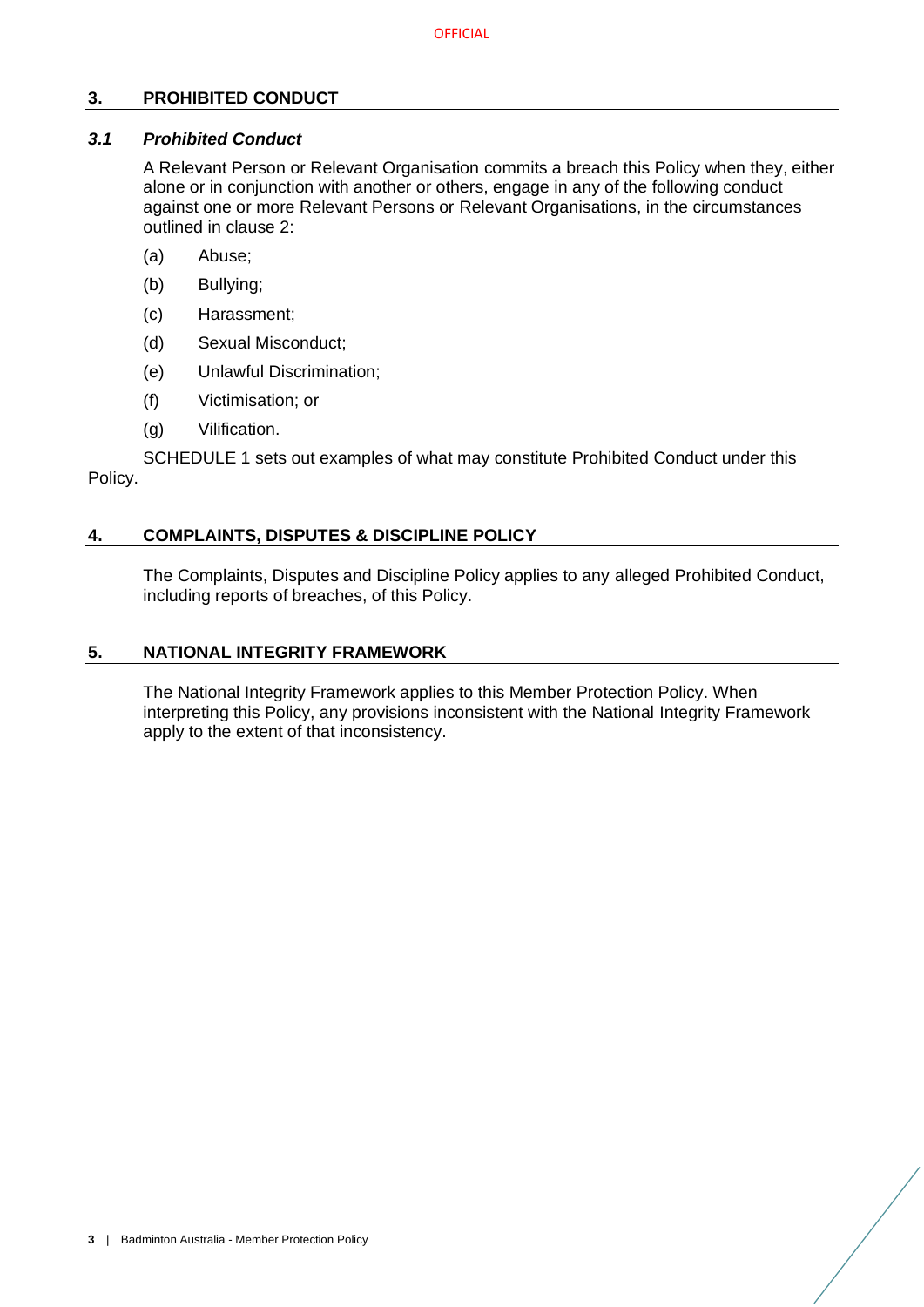## 3. PROHIBITED CONDUCT

### *3.1 Prohibited Conduct*

A Relevant Person or Relevant Organisation commits a breach this Policy when they, either alone or in conjunction with another or others, engage in any of the following conduct against one or more Relevant Persons or Relevant Organisations, in the circumstances outlined in clause 2:

(a) Abuse;

(b) Bullying;

(c) Harassment;

(d) Sexual Misconduct;

(e) Unlawful Discrimination;

(f) Victimisation; or

(g) Vilification.

SCHEDULE 1 sets out examples of what may constitute Prohibited Conduct under this Policy.

## 4. COMPLAINTS, DISPUTES & DISCIPLINE POLICY

The Complaints, Disputes and Discipline Policy applies to any alleged Prohibited Conduct, including reports of breaches, of this Policy.

## 5. NATIONAL INTEGRITY FRAMEWORK

The National Integrity Framework applies to this Member Protection Policy. When interpreting this Policy, any provisions inconsistent with the National Integrity Framework apply to the extent of that inconsistency.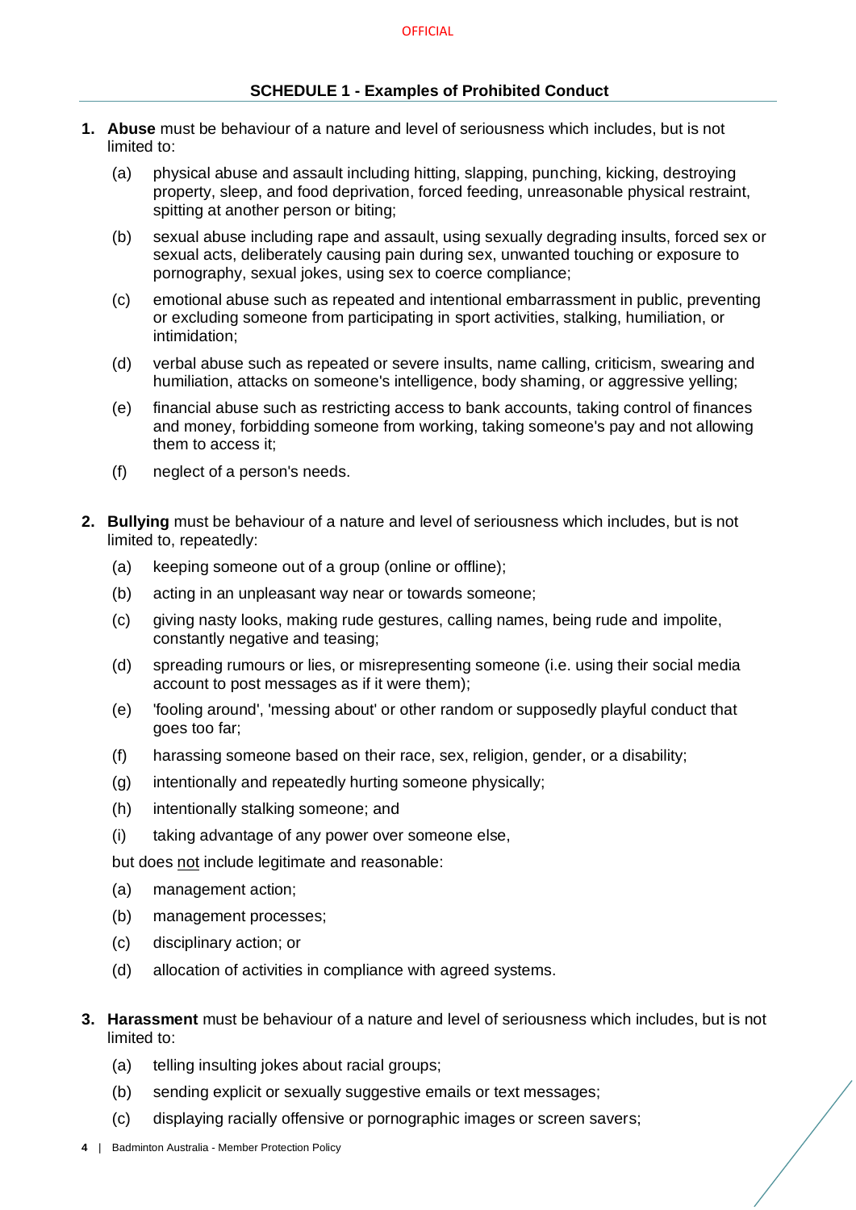## SCHEDULE 1 - Examples of Prohibited Conduct

1. **Abuse** must be behaviour of a nature and level of seriousness which includes, but is not limited to:

   (a) physical abuse and assault including hitting, slapping, punching, kicking, destroying property, sleep, and food deprivation, forced feeding, unreasonable physical restraint, spitting at another person or biting;

   (b) sexual abuse including rape and assault, using sexually degrading insults, forced sex or sexual acts, deliberately causing pain during sex, unwanted touching or exposure to pornography, sexual jokes, using sex to coerce compliance;

   (c) emotional abuse such as repeated and intentional embarrassment in public, preventing or excluding someone from participating in sport activities, stalking, humiliation, or intimidation;

   (d) verbal abuse such as repeated or severe insults, name calling, criticism, swearing and humiliation, attacks on someone's intelligence, body shaming, or aggressive yelling;

   (e) financial abuse such as restricting access to bank accounts, taking control of finances and money, forbidding someone from working, taking someone's pay and not allowing them to access it;

   (f) neglect of a person's needs.

2. **Bullying** must be behaviour of a nature and level of seriousness which includes, but is not limited to, repeatedly:

   (a) keeping someone out of a group (online or offline);

   (b) acting in an unpleasant way near or towards someone;

   (c) giving nasty looks, making rude gestures, calling names, being rude and impolite, constantly negative and teasing;

   (d) spreading rumours or lies, or misrepresenting someone (i.e. using their social media account to post messages as if it were them);

   (e) 'fooling around', 'messing about' or other random or supposedly playful conduct that goes too far;

   (f) harassing someone based on their race, sex, religion, gender, or a disability;

   (g) intentionally and repeatedly hurting someone physically;

   (h) intentionally stalking someone; and

   (i) taking advantage of any power over someone else,

   but does not include legitimate and reasonable:

   (a) management action;

   (b) management processes;

   (c) disciplinary action; or

   (d) allocation of activities in compliance with agreed systems.

3. **Harassment** must be behaviour of a nature and level of seriousness which includes, but is not limited to:

   (a) telling insulting jokes about racial groups;

   (b) sending explicit or sexually suggestive emails or text messages;

   (c) displaying racially offensive or pornographic images or screen savers;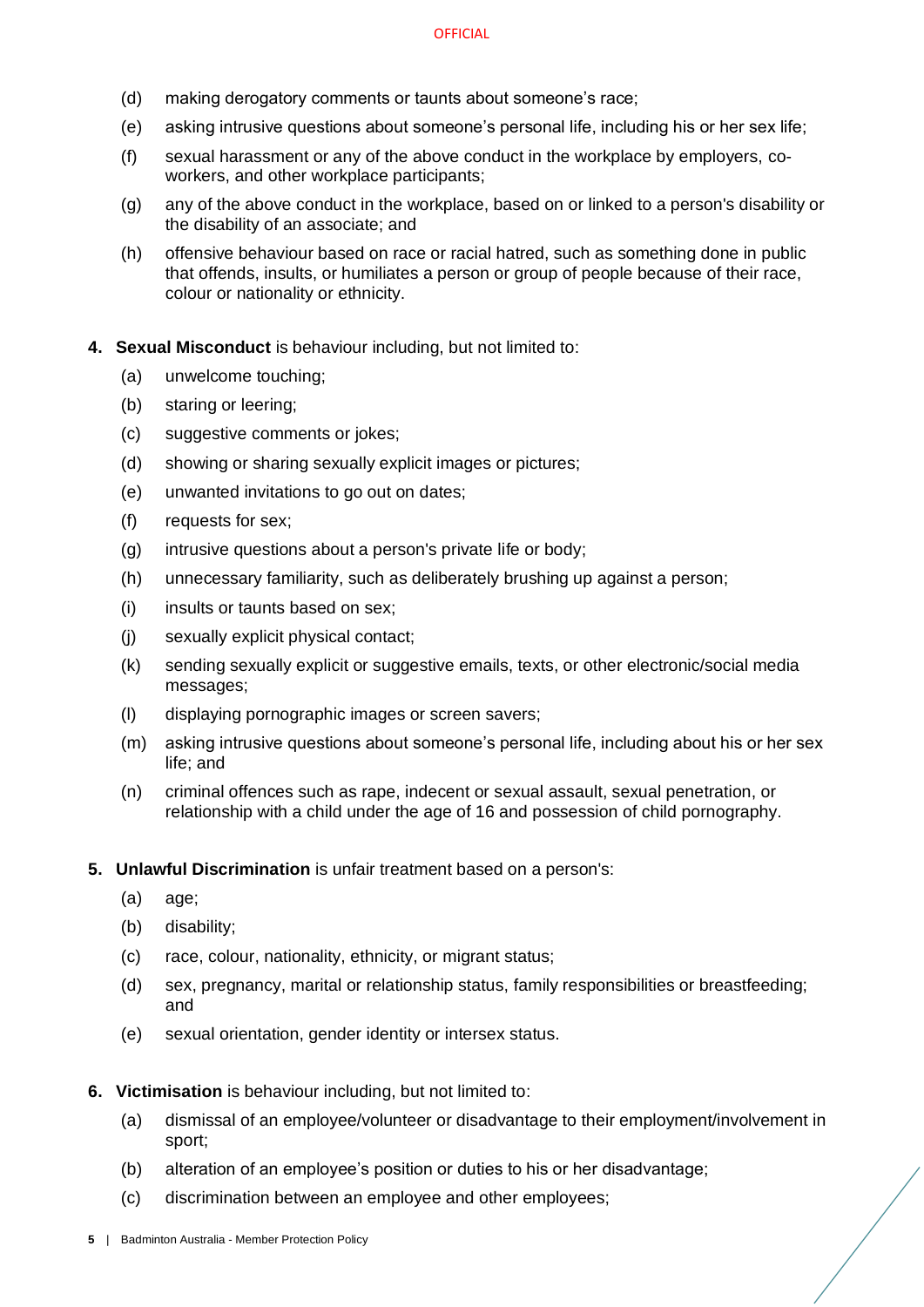(d) making derogatory comments or taunts about someone's race;

(e) asking intrusive questions about someone's personal life, including his or her sex life;

(f) sexual harassment or any of the above conduct in the workplace by employers, co-workers, and other workplace participants;

(g) any of the above conduct in the workplace, based on or linked to a person's disability or the disability of an associate; and

(h) offensive behaviour based on race or racial hatred, such as something done in public that offends, insults, or humiliates a person or group of people because of their race, colour or nationality or ethnicity.

4. **Sexual Misconduct** is behaviour including, but not limited to:

   (a) unwelcome touching;

   (b) staring or leering;

   (c) suggestive comments or jokes;

   (d) showing or sharing sexually explicit images or pictures;

   (e) unwanted invitations to go out on dates;

   (f) requests for sex;

   (g) intrusive questions about a person's private life or body;

   (h) unnecessary familiarity, such as deliberately brushing up against a person;

   (i) insults or taunts based on sex;

   (j) sexually explicit physical contact;

   (k) sending sexually explicit or suggestive emails, texts, or other electronic/social media messages;

   (l) displaying pornographic images or screen savers;

   (m) asking intrusive questions about someone's personal life, including about his or her sex life; and

   (n) criminal offences such as rape, indecent or sexual assault, sexual penetration, or relationship with a child under the age of 16 and possession of child pornography.

5. **Unlawful Discrimination** is unfair treatment based on a person's:

   (a) age;

   (b) disability;

   (c) race, colour, nationality, ethnicity, or migrant status;

   (d) sex, pregnancy, marital or relationship status, family responsibilities or breastfeeding; and

   (e) sexual orientation, gender identity or intersex status.

6. **Victimisation** is behaviour including, but not limited to:

   (a) dismissal of an employee/volunteer or disadvantage to their employment/involvement in sport;

   (b) alteration of an employee's position or duties to his or her disadvantage;

   (c) discrimination between an employee and other employees;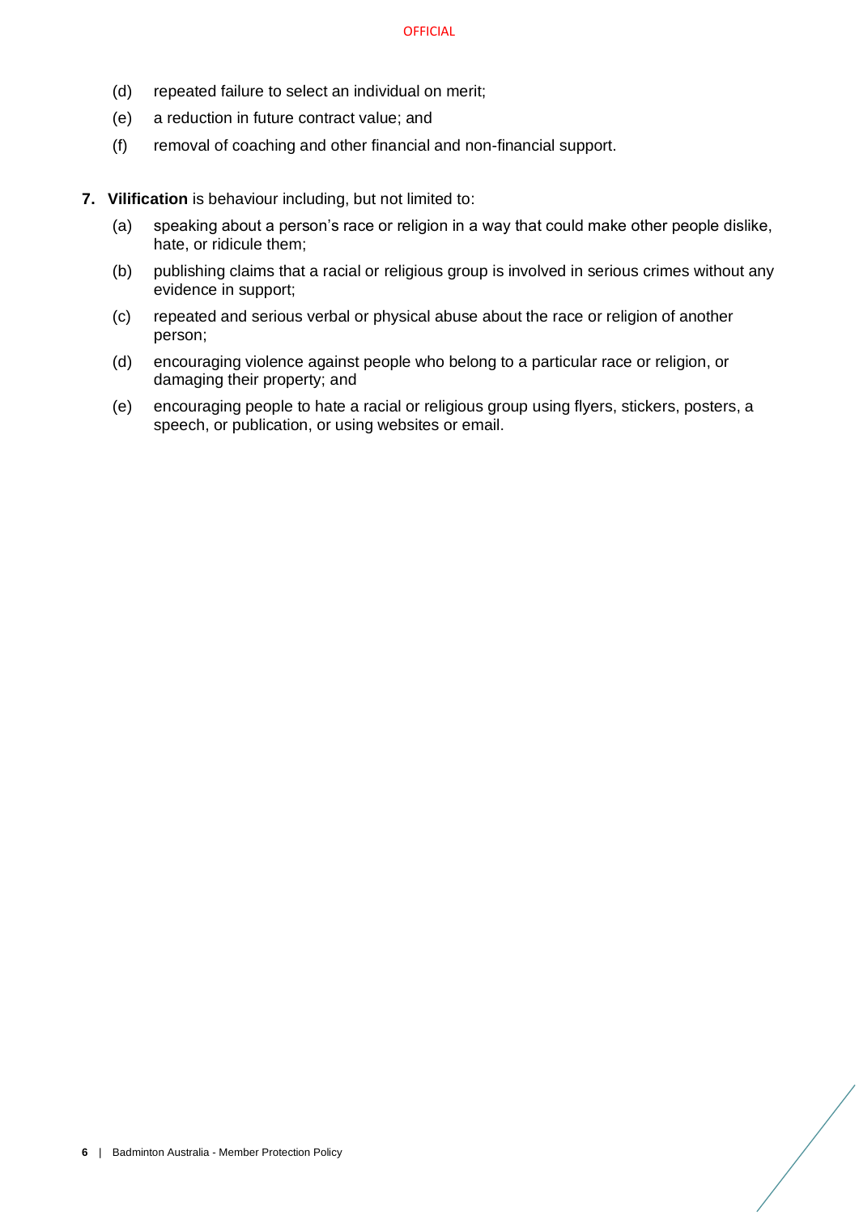(d) repeated failure to select an individual on merit;

(e) a reduction in future contract value; and

(f) removal of coaching and other financial and non-financial support.

7. **Vilification** is behaviour including, but not limited to:

   (a) speaking about a person's race or religion in a way that could make other people dislike, hate, or ridicule them;

   (b) publishing claims that a racial or religious group is involved in serious crimes without any evidence in support;

   (c) repeated and serious verbal or physical abuse about the race or religion of another person;

   (d) encouraging violence against people who belong to a particular race or religion, or damaging their property; and

   (e) encouraging people to hate a racial or religious group using flyers, stickers, posters, a speech, or publication, or using websites or email.